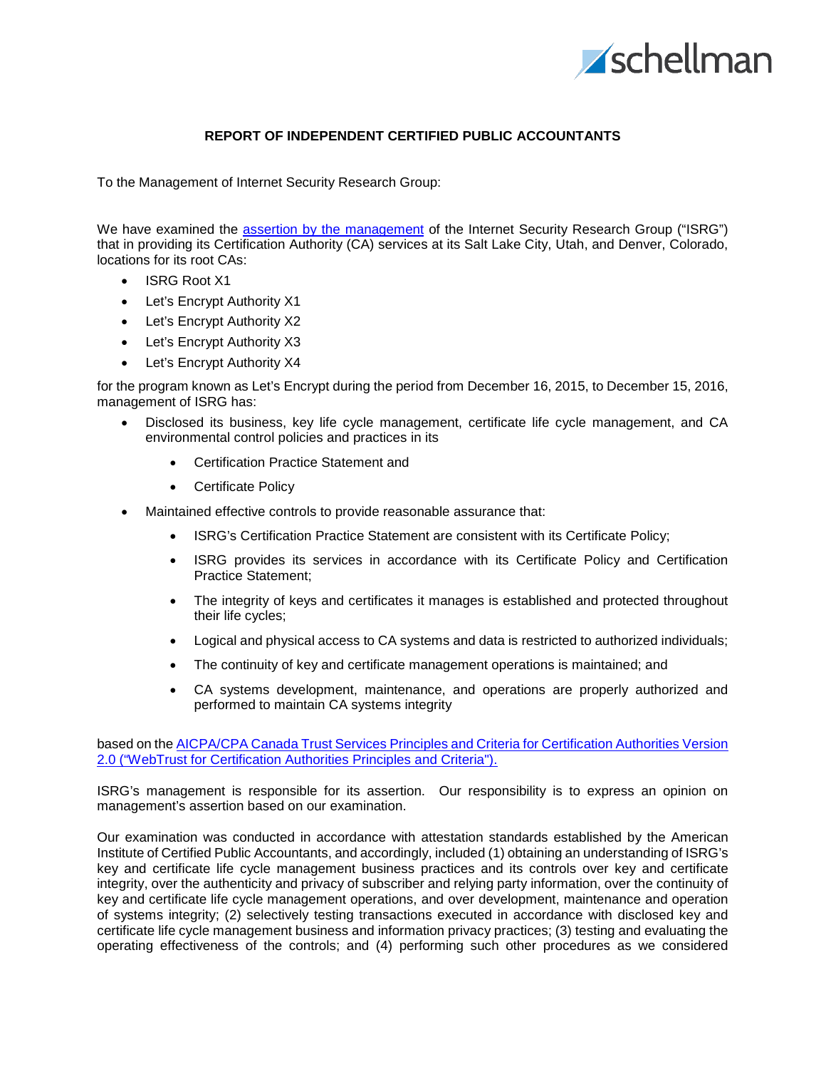**REPORT OF INDEPENDENT CERTIFIED PUBLIC ACCOUNTANTS**

To the Management of Internet Security Research Group:

We have examined the [assertion by the management]() of the Internet Security Research Group ("ISRG") that in providing its Certification Authority (CA) services at its Salt Lake City, Utah, and Denver, Colorado, locations for its root CAs:

- ISRG Root X1
- Let's Encrypt Authority X1
- Let's Encrypt Authority X2
- Let's Encrypt Authority X3
- Let's Encrypt Authority X4

for the program known as Let's Encrypt during the period from December 16, 2015, to December 15, 2016, management of ISRG has:

- Disclosed its business, key life cycle management, certificate life cycle management, and CA environmental control policies and practices in its
    - Certification Practice Statement and
    - Certificate Policy
- Maintained effective controls to provide reasonable assurance that:
    - ISRG's Certification Practice Statement are consistent with its Certificate Policy;
    - ISRG provides its services in accordance with its Certificate Policy and Certification Practice Statement;
    - The integrity of keys and certificates it manages is established and protected throughout their life cycles;
    - Logical and physical access to CA systems and data is restricted to authorized individuals;
    - The continuity of key and certificate management operations is maintained; and
    - CA systems development, maintenance, and operations are properly authorized and performed to maintain CA systems integrity

based on the [AICPA/CPA Canada Trust Services Principles and Criteria for Certification Authorities Version 2.0 ("WebTrust for Certification Authorities Principles and Criteria").]()

ISRG's management is responsible for its assertion. Our responsibility is to express an opinion on management's assertion based on our examination.

Our examination was conducted in accordance with attestation standards established by the American Institute of Certified Public Accountants, and accordingly, included (1) obtaining an understanding of ISRG's key and certificate life cycle management business practices and its controls over key and certificate integrity, over the authenticity and privacy of subscriber and relying party information, over the continuity of key and certificate life cycle management operations, and over development, maintenance and operation of systems integrity; (2) selectively testing transactions executed in accordance with disclosed key and certificate life cycle management business and information privacy practices; (3) testing and evaluating the operating effectiveness of the controls; and (4) performing such other procedures as we considered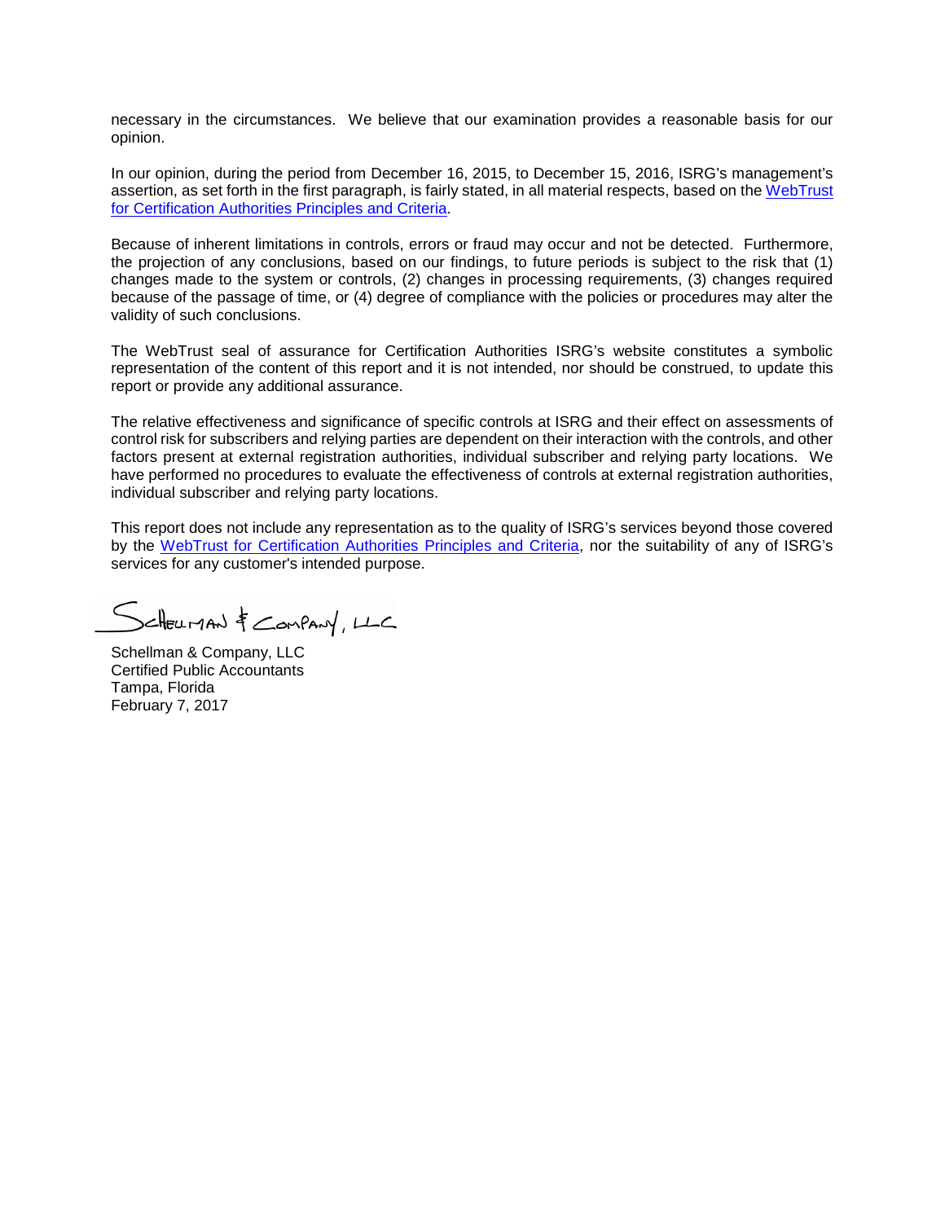necessary in the circumstances. We believe that our examination provides a reasonable basis for our opinion.

In our opinion, during the period from December 16, 2015, to December 15, 2016, ISRG's management's assertion, as set forth in the first paragraph, is fairly stated, in all material respects, based on the WebTrust for Certification Authorities Principles and Criteria.

Because of inherent limitations in controls, errors or fraud may occur and not be detected. Furthermore, the projection of any conclusions, based on our findings, to future periods is subject to the risk that (1) changes made to the system or controls, (2) changes in processing requirements, (3) changes required because of the passage of time, or (4) degree of compliance with the policies or procedures may alter the validity of such conclusions.

The WebTrust seal of assurance for Certification Authorities ISRG's website constitutes a symbolic representation of the content of this report and it is not intended, nor should be construed, to update this report or provide any additional assurance.

The relative effectiveness and significance of specific controls at ISRG and their effect on assessments of control risk for subscribers and relying parties are dependent on their interaction with the controls, and other factors present at external registration authorities, individual subscriber and relying party locations. We have performed no procedures to evaluate the effectiveness of controls at external registration authorities, individual subscriber and relying party locations.

This report does not include any representation as to the quality of ISRG's services beyond those covered by the WebTrust for Certification Authorities Principles and Criteria, nor the suitability of any of ISRG's services for any customer's intended purpose.

Schellman & Company, LLC

Schellman & Company, LLC
Certified Public Accountants
Tampa, Florida
February 7, 2017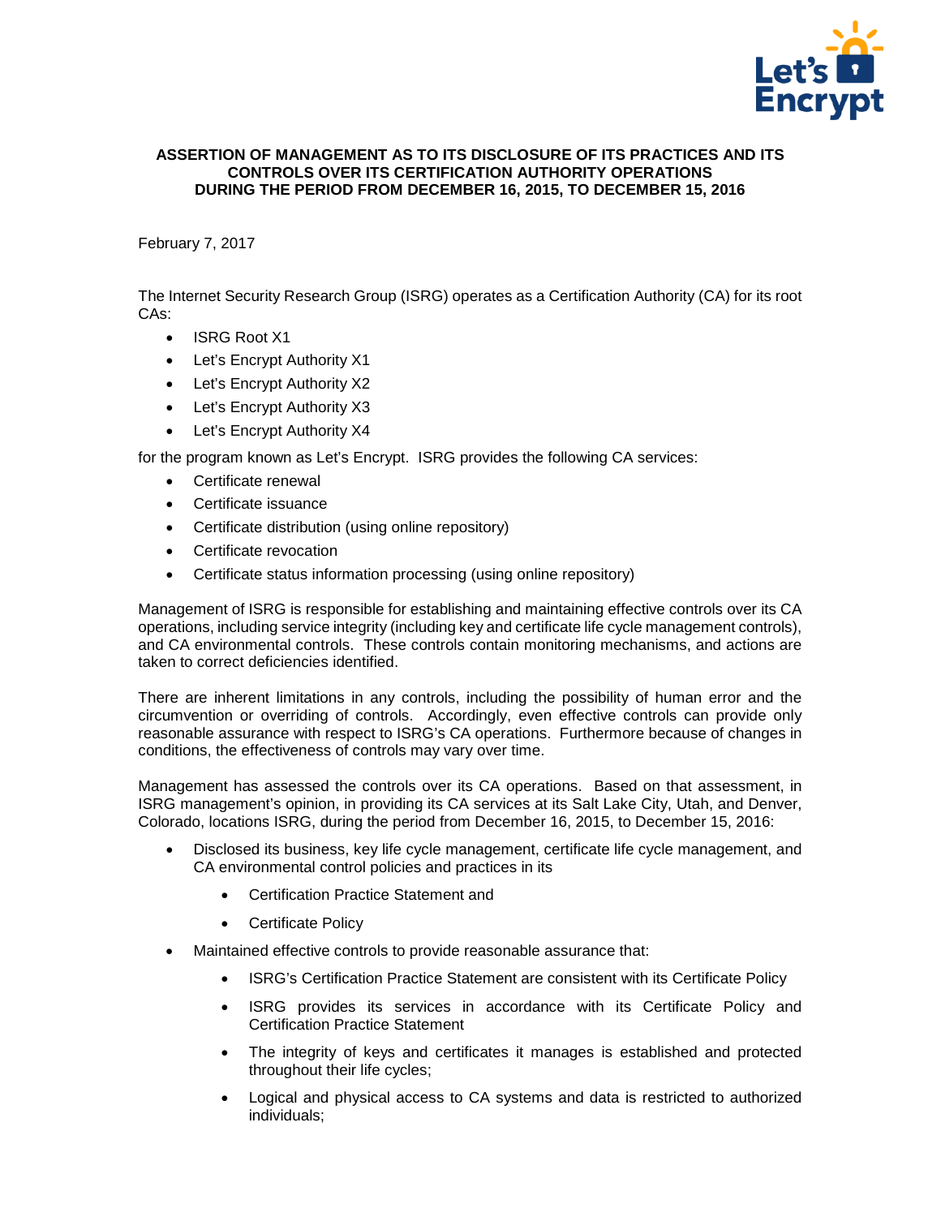**ASSERTION OF MANAGEMENT AS TO ITS DISCLOSURE OF ITS PRACTICES AND ITS CONTROLS OVER ITS CERTIFICATION AUTHORITY OPERATIONS DURING THE PERIOD FROM DECEMBER 16, 2015, TO DECEMBER 15, 2016**

February 7, 2017

The Internet Security Research Group (ISRG) operates as a Certification Authority (CA) for its root CAs:

- ISRG Root X1
- Let's Encrypt Authority X1
- Let's Encrypt Authority X2
- Let's Encrypt Authority X3
- Let's Encrypt Authority X4

for the program known as Let's Encrypt. ISRG provides the following CA services:

- Certificate renewal
- Certificate issuance
- Certificate distribution (using online repository)
- Certificate revocation
- Certificate status information processing (using online repository)

Management of ISRG is responsible for establishing and maintaining effective controls over its CA operations, including service integrity (including key and certificate life cycle management controls), and CA environmental controls. These controls contain monitoring mechanisms, and actions are taken to correct deficiencies identified.

There are inherent limitations in any controls, including the possibility of human error and the circumvention or overriding of controls. Accordingly, even effective controls can provide only reasonable assurance with respect to ISRG's CA operations. Furthermore because of changes in conditions, the effectiveness of controls may vary over time.

Management has assessed the controls over its CA operations. Based on that assessment, in ISRG management's opinion, in providing its CA services at its Salt Lake City, Utah, and Denver, Colorado, locations ISRG, during the period from December 16, 2015, to December 15, 2016:

- Disclosed its business, key life cycle management, certificate life cycle management, and CA environmental control policies and practices in its
  - Certification Practice Statement and
  - Certificate Policy
- Maintained effective controls to provide reasonable assurance that:
  - ISRG's Certification Practice Statement are consistent with its Certificate Policy
  - ISRG provides its services in accordance with its Certificate Policy and Certification Practice Statement
  - The integrity of keys and certificates it manages is established and protected throughout their life cycles;
  - Logical and physical access to CA systems and data is restricted to authorized individuals;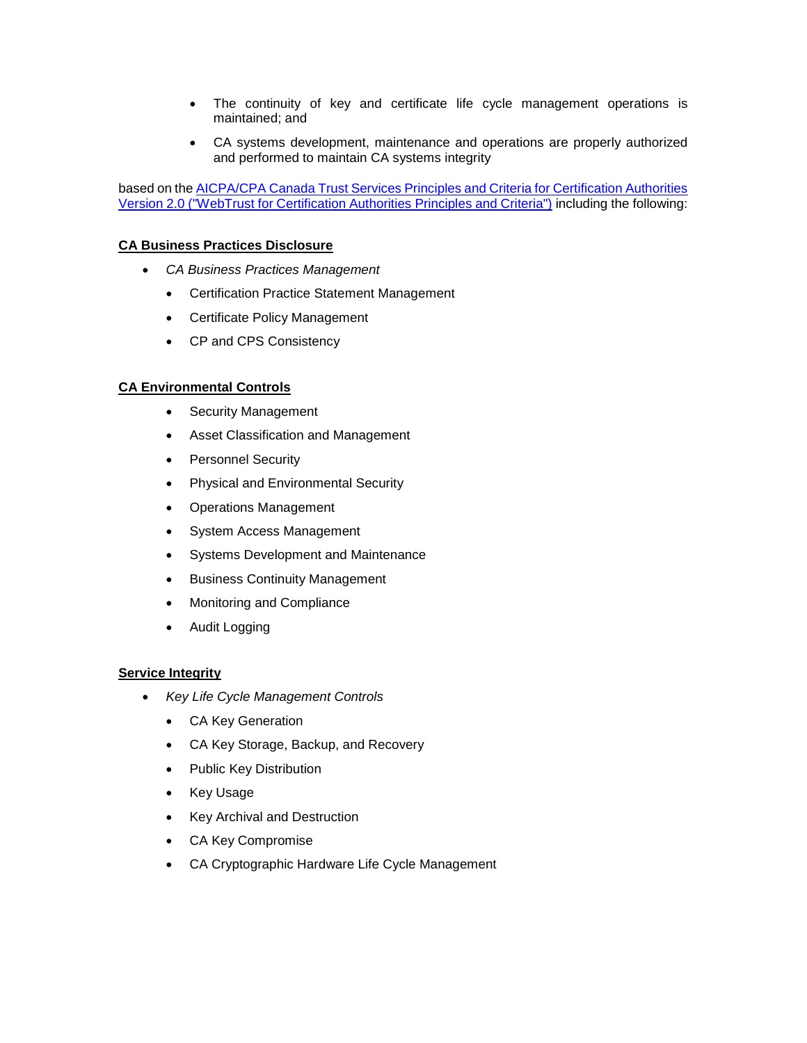- The continuity of key and certificate life cycle management operations is maintained; and
- CA systems development, maintenance and operations are properly authorized and performed to maintain CA systems integrity

based on the [AICPA/CPA Canada Trust Services Principles and Criteria for Certification Authorities Version 2.0 ("WebTrust for Certification Authorities Principles and Criteria")]() including the following:

**CA Business Practices Disclosure**

- *CA Business Practices Management*
  - Certification Practice Statement Management
  - Certificate Policy Management
  - CP and CPS Consistency

**CA Environmental Controls**

- Security Management
- Asset Classification and Management
- Personnel Security
- Physical and Environmental Security
- Operations Management
- System Access Management
- Systems Development and Maintenance
- Business Continuity Management
- Monitoring and Compliance
- Audit Logging

**Service Integrity**

- *Key Life Cycle Management Controls*
  - CA Key Generation
  - CA Key Storage, Backup, and Recovery
  - Public Key Distribution
  - Key Usage
  - Key Archival and Destruction
  - CA Key Compromise
  - CA Cryptographic Hardware Life Cycle Management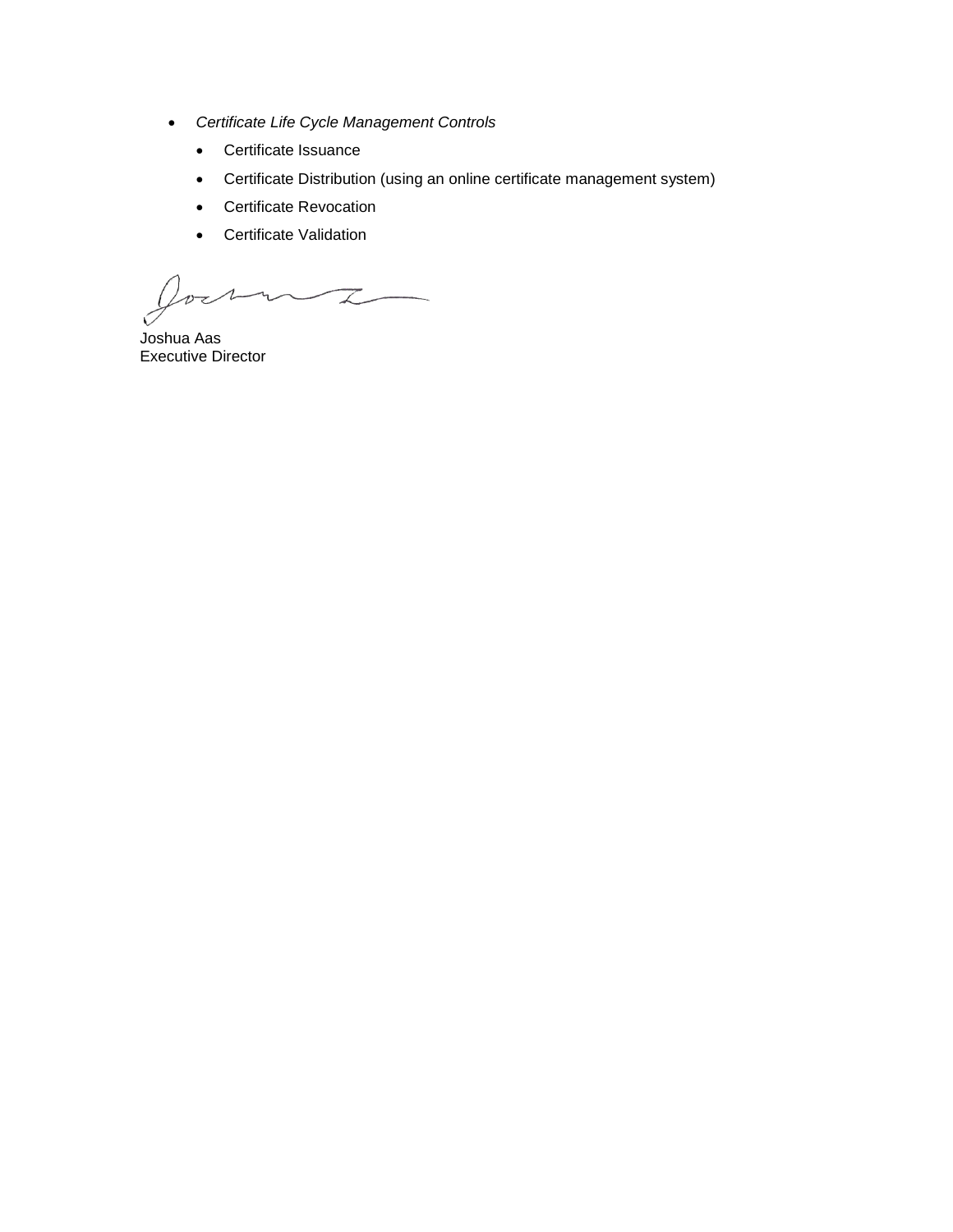- *Certificate Life Cycle Management Controls*
  - Certificate Issuance
  - Certificate Distribution (using an online certificate management system)
  - Certificate Revocation
  - Certificate Validation

Joshua Aas
Executive Director